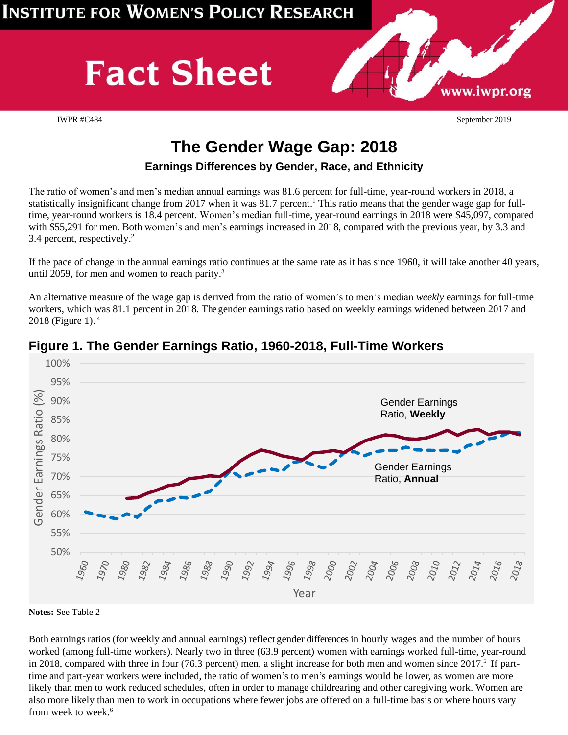**Institute for Women's Policy Research**

# Fact Sheet

www.iwpr.org

IWPR #C484

September 2019

## The Gender Wage Gap: 2018

### Earnings Differences by Gender, Race, and Ethnicity

The ratio of women's and men's median annual earnings was 81.6 percent for full-time, year-round workers in 2018, a statistically insignificant change from 2017 when it was 81.7 percent.[1] This ratio means that the gender wage gap for full-time, year-round workers is 18.4 percent. Women's median full-time, year-round earnings in 2018 were $45,097, compared with $55,291 for men. Both women's and men's earnings increased in 2018, compared with the previous year, by 3.3 and 3.4 percent, respectively.[2]

If the pace of change in the annual earnings ratio continues at the same rate as it has since 1960, it will take another 40 years, until 2059, for men and women to reach parity.[3]

An alternative measure of the wage gap is derived from the ratio of women's to men's median *weekly* earnings for full-time workers, which was 81.1 percent in 2018. The gender earnings ratio based on weekly earnings widened between 2017 and 2018 (Figure 1).[4]

**Figure 1. The Gender Earnings Ratio, 1960-2018, Full-Time Workers**

**Notes:** See Table 2

Both earnings ratios (for weekly and annual earnings) reflect gender differences in hourly wages and the number of hours worked (among full-time workers). Nearly two in three (63.9 percent) women with earnings worked full-time, year-round in 2018, compared with three in four (76.3 percent) men, a slight increase for both men and women since 2017.[5] If part-time and part-year workers were included, the ratio of women's to men's earnings would be lower, as women are more likely than men to work reduced schedules, often in order to manage childrearing and other caregiving work. Women are also more likely than men to work in occupations where fewer jobs are offered on a full-time basis or where hours vary from week to week.[6]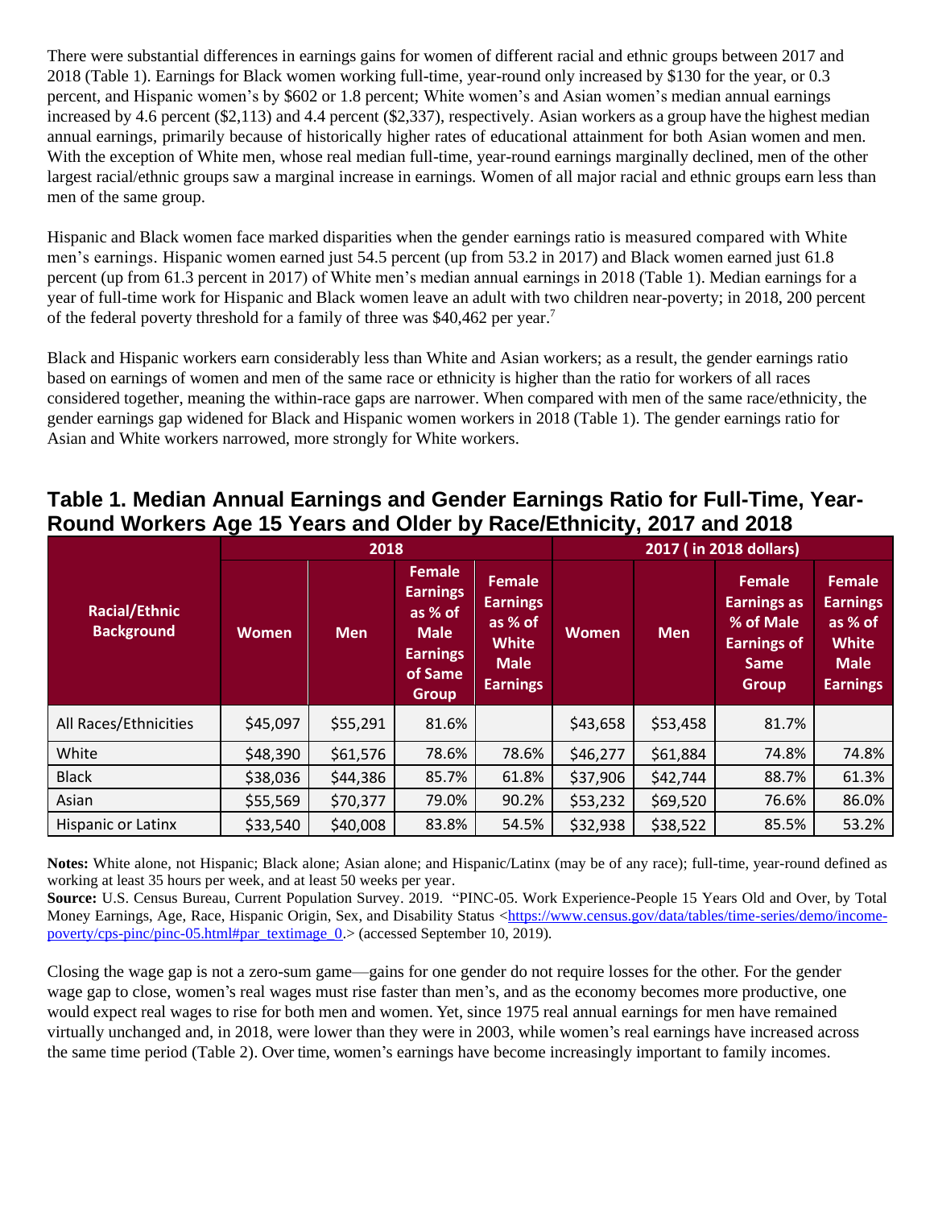There were substantial differences in earnings gains for women of different racial and ethnic groups between 2017 and 2018 (Table 1). Earnings for Black women working full-time, year-round only increased by $130 for the year, or 0.3 percent, and Hispanic women's by $602 or 1.8 percent; White women's and Asian women's median annual earnings increased by 4.6 percent ($2,113) and 4.4 percent ($2,337), respectively. Asian workers as a group have the highest median annual earnings, primarily because of historically higher rates of educational attainment for both Asian women and men. With the exception of White men, whose real median full-time, year-round earnings marginally declined, men of the other largest racial/ethnic groups saw a marginal increase in earnings. Women of all major racial and ethnic groups earn less than men of the same group.

Hispanic and Black women face marked disparities when the gender earnings ratio is measured compared with White men's earnings. Hispanic women earned just 54.5 percent (up from 53.2 in 2017) and Black women earned just 61.8 percent (up from 61.3 percent in 2017) of White men's median annual earnings in 2018 (Table 1). Median earnings for a year of full-time work for Hispanic and Black women leave an adult with two children near-poverty; in 2018, 200 percent of the federal poverty threshold for a family of three was $40,462 per year.[7]

Black and Hispanic workers earn considerably less than White and Asian workers; as a result, the gender earnings ratio based on earnings of women and men of the same race or ethnicity is higher than the ratio for workers of all races considered together, meaning the within-race gaps are narrower. When compared with men of the same race/ethnicity, the gender earnings gap widened for Black and Hispanic women workers in 2018 (Table 1). The gender earnings ratio for Asian and White workers narrowed, more strongly for White workers.

## Table 1. Median Annual Earnings and Gender Earnings Ratio for Full-Time, Year-Round Workers Age 15 Years and Older by Race/Ethnicity, 2017 and 2018

| Racial/Ethnic Background | 2018 | | | | 2017 ( in 2018 dollars) | | | |
|---|---|---|---|---|---|---|---|---|
| | Women | Men | Female Earnings as % of Male Earnings of Same Group | Female Earnings as % of White Male Earnings | Women | Men | Female Earnings as % of Male Earnings of Same Group | Female Earnings as % of White Male Earnings |
| All Races/Ethnicities | $45,097 | $55,291 | 81.6% | | $43,658 | $53,458 | 81.7% | |
| White | $48,390 | $61,576 | 78.6% | 78.6% | $46,277 | $61,884 | 74.8% | 74.8% |
| Black | $38,036 | $44,386 | 85.7% | 61.8% | $37,906 | $42,744 | 88.7% | 61.3% |
| Asian | $55,569 | $70,377 | 79.0% | 90.2% | $53,232 | $69,520 | 76.6% | 86.0% |
| Hispanic or Latinx | $33,540 | $40,008 | 83.8% | 54.5% | $32,938 | $38,522 | 85.5% | 53.2% |

**Notes:** White alone, not Hispanic; Black alone; Asian alone; and Hispanic/Latinx (may be of any race); full-time, year-round defined as working at least 35 hours per week, and at least 50 weeks per year.
**Source:** U.S. Census Bureau, Current Population Survey. 2019. "PINC-05. Work Experience-People 15 Years Old and Over, by Total Money Earnings, Age, Race, Hispanic Origin, Sex, and Disability Status <https://www.census.gov/data/tables/time-series/demo/income-poverty/cps-pinc/pinc-05.html#par_textimage_0.> (accessed September 10, 2019).

Closing the wage gap is not a zero-sum game—gains for one gender do not require losses for the other. For the gender wage gap to close, women's real wages must rise faster than men's, and as the economy becomes more productive, one would expect real wages to rise for both men and women. Yet, since 1975 real annual earnings for men have remained virtually unchanged and, in 2018, were lower than they were in 2003, while women's real earnings have increased across the same time period (Table 2). Over time, women's earnings have become increasingly important to family incomes.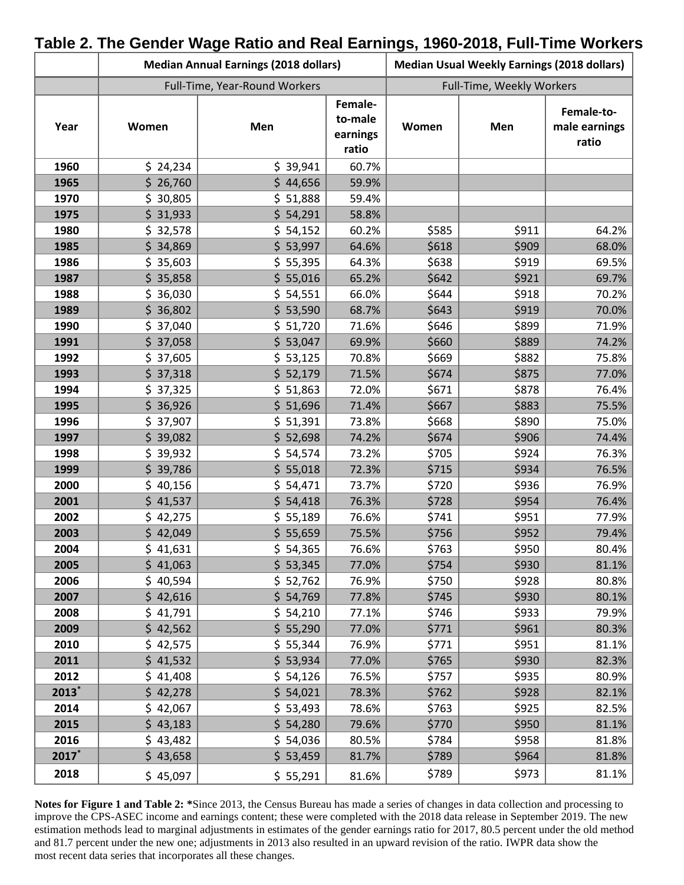# Table 2. The Gender Wage Ratio and Real Earnings, 1960-2018, Full-Time Workers

| | Median Annual Earnings (2018 dollars) | | | Median Usual Weekly Earnings (2018 dollars) | | |
|---|---|---|---|---|---|---|
| | Full-Time, Year-Round Workers | | | Full-Time, Weekly Workers | | |
| **Year** | **Women** | **Men** | **Female-to-male earnings ratio** | **Women** | **Men** | **Female-to-male earnings ratio** |
| **1960** | $ 24,234 | $ 39,941 | 60.7% | | | |
| **1965** | $ 26,760 | $ 44,656 | 59.9% | | | |
| **1970** | $ 30,805 | $ 51,888 | 59.4% | | | |
| **1975** | $ 31,933 | $ 54,291 | 58.8% | | | |
| **1980** | $ 32,578 | $ 54,152 | 60.2% | $585 | $911 | 64.2% |
| **1985** | $ 34,869 | $ 53,997 | 64.6% | $618 | $909 | 68.0% |
| **1986** | $ 35,603 | $ 55,395 | 64.3% | $638 | $919 | 69.5% |
| **1987** | $ 35,858 | $ 55,016 | 65.2% | $642 | $921 | 69.7% |
| **1988** | $ 36,030 | $ 54,551 | 66.0% | $644 | $918 | 70.2% |
| **1989** | $ 36,802 | $ 53,590 | 68.7% | $643 | $919 | 70.0% |
| **1990** | $ 37,040 | $ 51,720 | 71.6% | $646 | $899 | 71.9% |
| **1991** | $ 37,058 | $ 53,047 | 69.9% | $660 | $889 | 74.2% |
| **1992** | $ 37,605 | $ 53,125 | 70.8% | $669 | $882 | 75.8% |
| **1993** | $ 37,318 | $ 52,179 | 71.5% | $674 | $875 | 77.0% |
| **1994** | $ 37,325 | $ 51,863 | 72.0% | $671 | $878 | 76.4% |
| **1995** | $ 36,926 | $ 51,696 | 71.4% | $667 | $883 | 75.5% |
| **1996** | $ 37,907 | $ 51,391 | 73.8% | $668 | $890 | 75.0% |
| **1997** | $ 39,082 | $ 52,698 | 74.2% | $674 | $906 | 74.4% |
| **1998** | $ 39,932 | $ 54,574 | 73.2% | $705 | $924 | 76.3% |
| **1999** | $ 39,786 | $ 55,018 | 72.3% | $715 | $934 | 76.5% |
| **2000** | $ 40,156 | $ 54,471 | 73.7% | $720 | $936 | 76.9% |
| **2001** | $ 41,537 | $ 54,418 | 76.3% | $728 | $954 | 76.4% |
| **2002** | $ 42,275 | $ 55,189 | 76.6% | $741 | $951 | 77.9% |
| **2003** | $ 42,049 | $ 55,659 | 75.5% | $756 | $952 | 79.4% |
| **2004** | $ 41,631 | $ 54,365 | 76.6% | $763 | $950 | 80.4% |
| **2005** | $ 41,063 | $ 53,345 | 77.0% | $754 | $930 | 81.1% |
| **2006** | $ 40,594 | $ 52,762 | 76.9% | $750 | $928 | 80.8% |
| **2007** | $ 42,616 | $ 54,769 | 77.8% | $745 | $930 | 80.1% |
| **2008** | $ 41,791 | $ 54,210 | 77.1% | $746 | $933 | 79.9% |
| **2009** | $ 42,562 | $ 55,290 | 77.0% | $771 | $961 | 80.3% |
| **2010** | $ 42,575 | $ 55,344 | 76.9% | $771 | $951 | 81.1% |
| **2011** | $ 41,532 | $ 53,934 | 77.0% | $765 | $930 | 82.3% |
| **2012** | $ 41,408 | $ 54,126 | 76.5% | $757 | $935 | 80.9% |
| **2013*** | $ 42,278 | $ 54,021 | 78.3% | $762 | $928 | 82.1% |
| **2014** | $ 42,067 | $ 53,493 | 78.6% | $763 | $925 | 82.5% |
| **2015** | $ 43,183 | $ 54,280 | 79.6% | $770 | $950 | 81.1% |
| **2016** | $ 43,482 | $ 54,036 | 80.5% | $784 | $958 | 81.8% |
| **2017*** | $ 43,658 | $ 53,459 | 81.7% | $789 | $964 | 81.8% |
| **2018** | $ 45,097 | $ 55,291 | 81.6% | $789 | $973 | 81.1% |

**Notes for Figure 1 and Table 2: ***Since 2013, the Census Bureau has made a series of changes in data collection and processing to improve the CPS-ASEC income and earnings content; these were completed with the 2018 data release in September 2019. The new estimation methods lead to marginal adjustments in estimates of the gender earnings ratio for 2017, 80.5 percent under the old method and 81.7 percent under the new one; adjustments in 2013 also resulted in an upward revision of the ratio. IWPR data show the most recent data series that incorporates all these changes.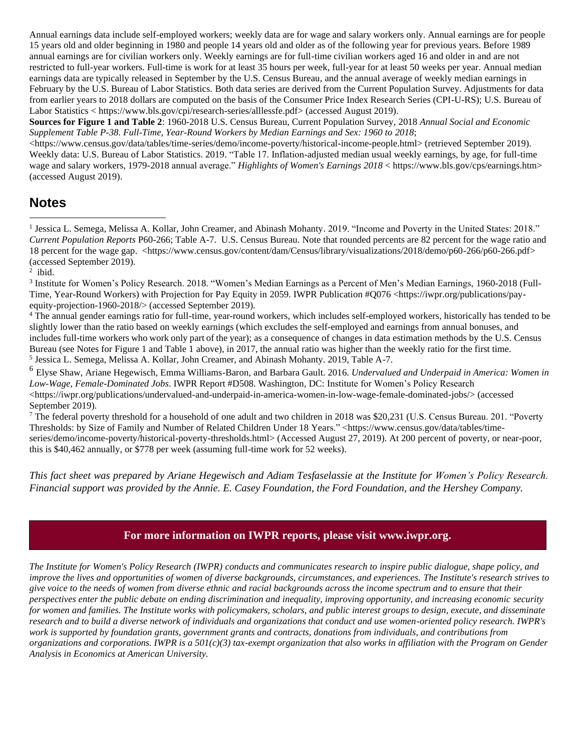Annual earnings data include self-employed workers; weekly data are for wage and salary workers only. Annual earnings are for people 15 years old and older beginning in 1980 and people 14 years old and older as of the following year for previous years. Before 1989 annual earnings are for civilian workers only. Weekly earnings are for full-time civilian workers aged 16 and older in and are not restricted to full-year workers. Full-time is work for at least 35 hours per week, full-year for at least 50 weeks per year. Annual median earnings data are typically released in September by the U.S. Census Bureau, and the annual average of weekly median earnings in February by the U.S. Bureau of Labor Statistics. Both data series are derived from the Current Population Survey. Adjustments for data from earlier years to 2018 dollars are computed on the basis of the Consumer Price Index Research Series (CPI-U-RS); U.S. Bureau of Labor Statistics < https://www.bls.gov/cpi/research-series/alllessfe.pdf> (accessed August 2019).

**Sources for Figure 1 and Table 2**: 1960-2018 U.S. Census Bureau, Current Population Survey, 2018 *Annual Social and Economic Supplement Table P-38. Full-Time, Year-Round Workers by Median Earnings and Sex: 1960 to 2018*; <https://www.census.gov/data/tables/time-series/demo/income-poverty/historical-income-people.html> (retrieved September 2019). Weekly data: U.S. Bureau of Labor Statistics. 2019. "Table 17. Inflation-adjusted median usual weekly earnings, by age, for full-time wage and salary workers, 1979-2018 annual average." *Highlights of Women's Earnings 2018* < https://www.bls.gov/cps/earnings.htm> (accessed August 2019).

## Notes

[1] Jessica L. Semega, Melissa A. Kollar, John Creamer, and Abinash Mohanty. 2019. "Income and Poverty in the United States: 2018." *Current Population Reports* P60-266; Table A-7. U.S. Census Bureau. Note that rounded percents are 82 percent for the wage ratio and 18 percent for the wage gap. <https://www.census.gov/content/dam/Census/library/visualizations/2018/demo/p60-266/p60-266.pdf> (accessed September 2019).

[2] ibid.

[3] Institute for Women's Policy Research. 2018. "Women's Median Earnings as a Percent of Men's Median Earnings, 1960-2018 (Full-Time, Year-Round Workers) with Projection for Pay Equity in 2059. IWPR Publication #Q076 <https://iwpr.org/publications/pay-equity-projection-1960-2018/> (accessed September 2019).

[4] The annual gender earnings ratio for full-time, year-round workers, which includes self-employed workers, historically has tended to be slightly lower than the ratio based on weekly earnings (which excludes the self-employed and earnings from annual bonuses, and includes full-time workers who work only part of the year); as a consequence of changes in data estimation methods by the U.S. Census Bureau (see Notes for Figure 1 and Table 1 above), in 2017, the annual ratio was higher than the weekly ratio for the first time.

[5] Jessica L. Semega, Melissa A. Kollar, John Creamer, and Abinash Mohanty. 2019, Table A-7.

[6] Elyse Shaw, Ariane Hegewisch, Emma Williams-Baron, and Barbara Gault. 2016. *Undervalued and Underpaid in America: Women in Low-Wage, Female-Dominated Jobs*. IWPR Report #D508. Washington, DC: Institute for Women's Policy Research <https://iwpr.org/publications/undervalued-and-underpaid-in-america-women-in-low-wage-female-dominated-jobs/> (accessed September 2019).

[7] The federal poverty threshold for a household of one adult and two children in 2018 was $20,231 (U.S. Census Bureau. 201. "Poverty Thresholds: by Size of Family and Number of Related Children Under 18 Years." <https://www.census.gov/data/tables/time-series/demo/income-poverty/historical-poverty-thresholds.html> (Accessed August 27, 2019). At 200 percent of poverty, or near-poor, this is $40,462 annually, or $778 per week (assuming full-time work for 52 weeks).

*This fact sheet was prepared by Ariane Hegewisch and Adiam Tesfaselassie at the Institute for Women's Policy Research. Financial support was provided by the Annie. E. Casey Foundation, the Ford Foundation, and the Hershey Company.*

**For more information on IWPR reports, please visit www.iwpr.org.**

*The Institute for Women's Policy Research (IWPR) conducts and communicates research to inspire public dialogue, shape policy, and improve the lives and opportunities of women of diverse backgrounds, circumstances, and experiences. The Institute's research strives to give voice to the needs of women from diverse ethnic and racial backgrounds across the income spectrum and to ensure that their perspectives enter the public debate on ending discrimination and inequality, improving opportunity, and increasing economic security for women and families. The Institute works with policymakers, scholars, and public interest groups to design, execute, and disseminate research and to build a diverse network of individuals and organizations that conduct and use women-oriented policy research. IWPR's work is supported by foundation grants, government grants and contracts, donations from individuals, and contributions from organizations and corporations. IWPR is a 501(c)(3) tax-exempt organization that also works in affiliation with the Program on Gender Analysis in Economics at American University.*